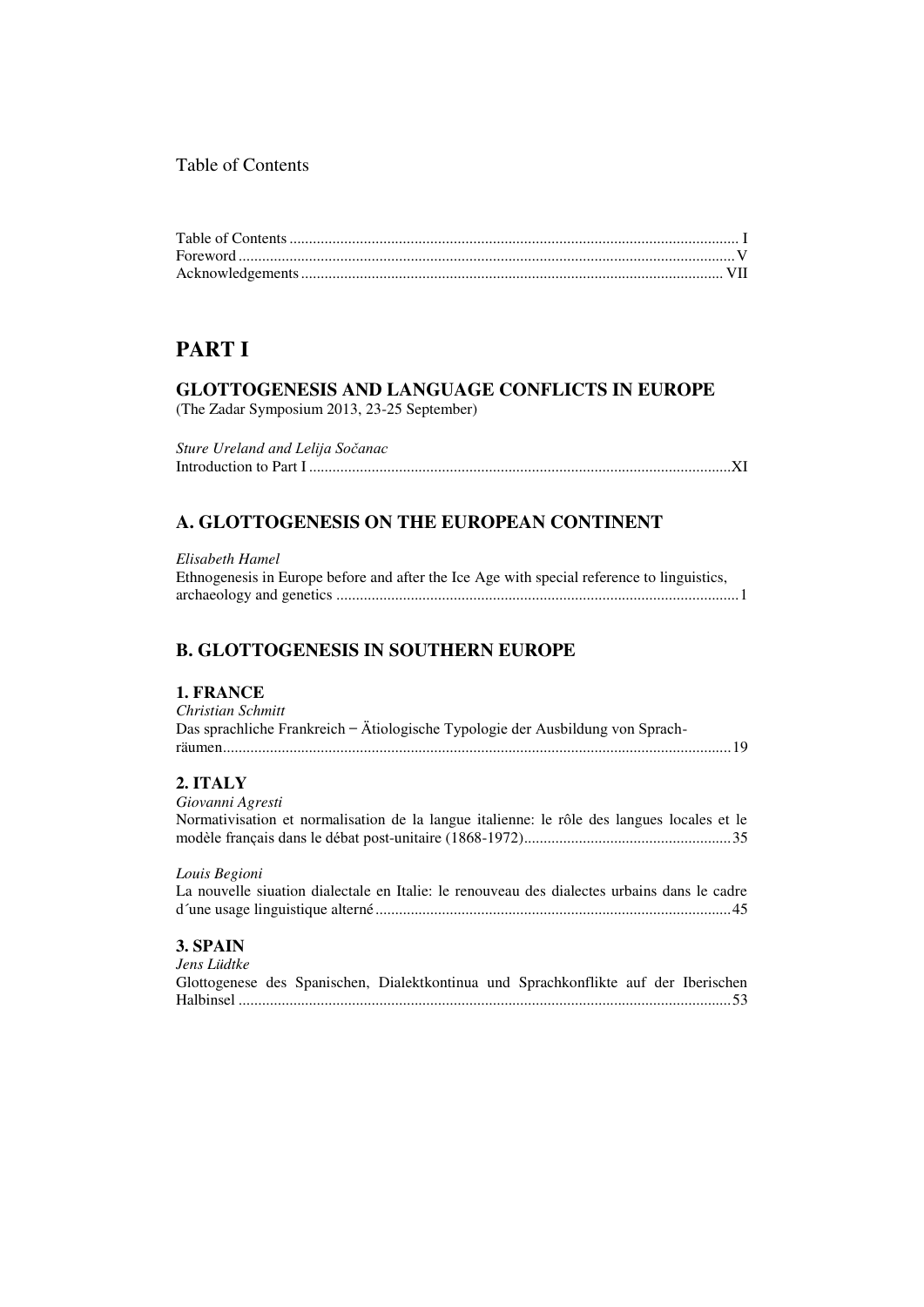# Table of Contents

Table of Contents ................................................................................................................ I
Foreword ............................................................................................................................ V
Acknowledgements .......................................................................................................... VII

# PART I

## GLOTTOGENESIS AND LANGUAGE CONFLICTS IN EUROPE

(The Zadar Symposium 2013, 23-25 September)

*Sture Ureland and Lelija Sočanac*
Introduction to Part I ..........................................................................................................XI

## A. GLOTTOGENESIS ON THE EUROPEAN CONTINENT

*Elisabeth Hamel*
Ethnogenesis in Europe before and after the Ice Age with special reference to linguistics, archaeology and genetics ...................................................................................................... 1

## B. GLOTTOGENESIS IN SOUTHERN EUROPE

### 1. FRANCE

*Christian Schmitt*
Das sprachliche Frankreich – Ätiologische Typologie der Ausbildung von Sprach-räumen................................................................................................................................ 19

### 2. ITALY

*Giovanni Agresti*
Normativisation et normalisation de la langue italienne: le rôle des langues locales et le modèle français dans le débat post-unitaire (1868-1972).................................................... 35

*Louis Begioni*
La nouvelle siuation dialectale en Italie: le renouveau des dialectes urbains dans le cadre d´une usage linguistique alterné ......................................................................................... 45

### 3. SPAIN

*Jens Lüdtke*
Glottogenese des Spanischen, Dialektkontinua und Sprachkonflikte auf der Iberischen Halbinsel ............................................................................................................................ 53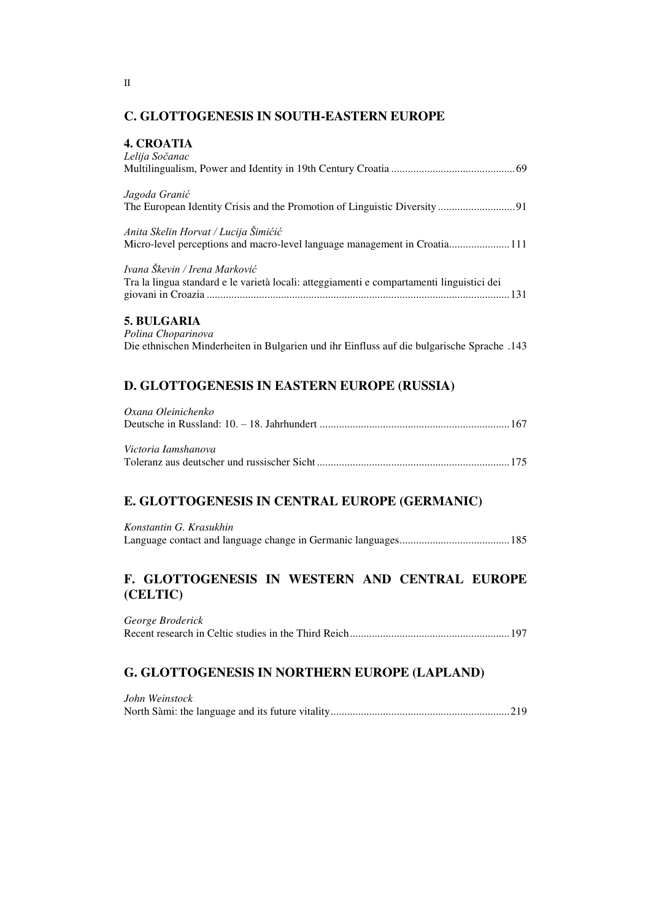## C. GLOTTOGENESIS IN SOUTH-EASTERN EUROPE

### 4. CROATIA

*Lelija Sočanac*
Multilingualism, Power and Identity in 19th Century Croatia .......................................... 69

*Jagoda Granić*
The European Identity Crisis and the Promotion of Linguistic Diversity .......................... 91

*Anita Skelin Horvat / Lucija Šimićić*
Micro-level perceptions and macro-level language management in Croatia..................... 111

*Ivana Škevin / Irena Marković*
Tra la lingua standard e le varietà locali: atteggiamenti e compartamenti linguistici dei giovani in Croazia ........................................................................................................... 131

### 5. BULGARIA

*Polina Choparinova*
Die ethnischen Minderheiten in Bulgarien und ihr Einfluss auf die bulgarische Sprache .143

## D. GLOTTOGENESIS IN EASTERN EUROPE (RUSSIA)

*Oxana Oleinichenko*
Deutsche in Russland: 10. – 18. Jahrhundert .................................................................. 167

*Victoria Iamshanova*
Toleranz aus deutscher und russischer Sicht .................................................................... 175

## E. GLOTTOGENESIS IN CENTRAL EUROPE (GERMANIC)

*Konstantin G. Krasukhin*
Language contact and language change in Germanic languages....................................... 185

## F. GLOTTOGENESIS IN WESTERN AND CENTRAL EUROPE (CELTIC)

*George Broderick*
Recent research in Celtic studies in the Third Reich......................................................... 197

## G. GLOTTOGENESIS IN NORTHERN EUROPE (LAPLAND)

*John Weinstock*
North Sàmi: the language and its future vitality................................................................ 219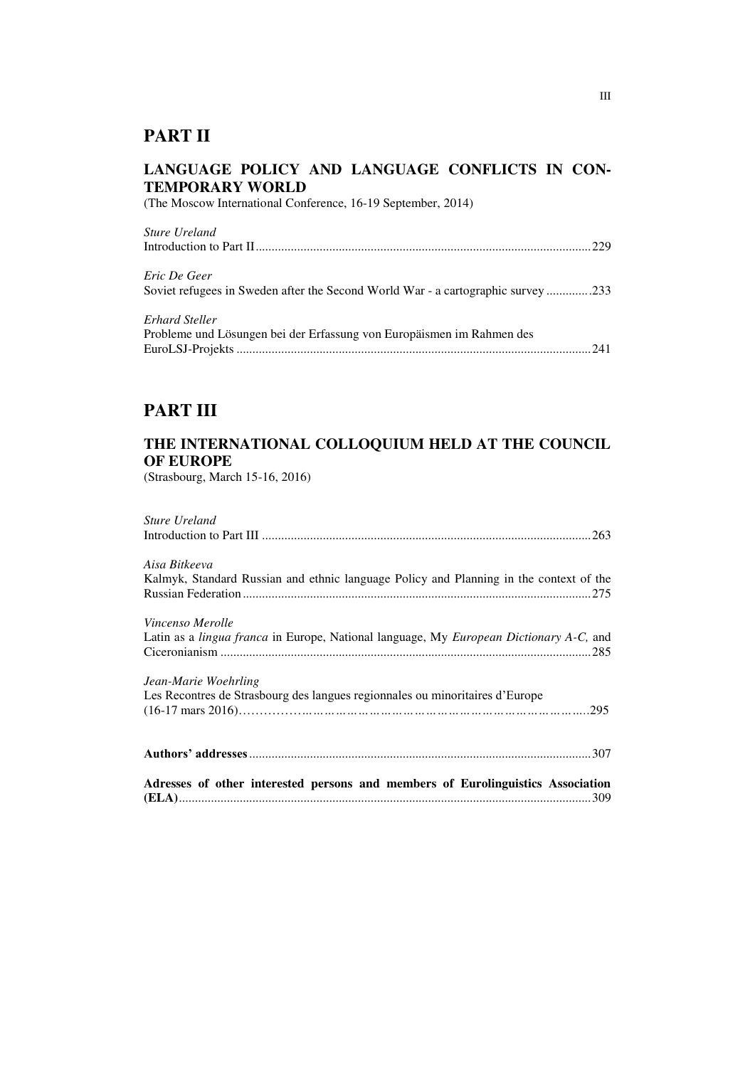# PART II

## LANGUAGE POLICY AND LANGUAGE CONFLICTS IN CONTEMPORARY WORLD

(The Moscow International Conference, 16-19 September, 2014)

*Sture Ureland*
Introduction to Part II ........................................................................................................229

*Eric De Geer*
Soviet refugees in Sweden after the Second World War - a cartographic survey .............233

*Erhard Steller*
Probleme und Lösungen bei der Erfassung von Europäismen im Rahmen des EuroLSJ-Projekts ..............................................................................................................241

# PART III

## THE INTERNATIONAL COLLOQUIUM HELD AT THE COUNCIL OF EUROPE

(Strasbourg, March 15-16, 2016)

*Sture Ureland*
Introduction to Part III ......................................................................................................263

*Aisa Bitkeeva*
Kalmyk, Standard Russian and ethnic language Policy and Planning in the context of the Russian Federation............................................................................................................275

*Vincenso Merolle*
Latin as a *lingua franca* in Europe, National language, My *European Dictionary A-C,* and Ciceronianism ...................................................................................................................285

*Jean-Marie Woehrling*
Les Recontres de Strasbourg des langues regionnales ou minoritaires d'Europe (16-17 mars 2016)………………………………………………………………………..295

**Authors' addresses**..........................................................................................................307

**Adresses of other interested persons and members of Eurolinguistics Association (ELA)**................................................................................................................................309